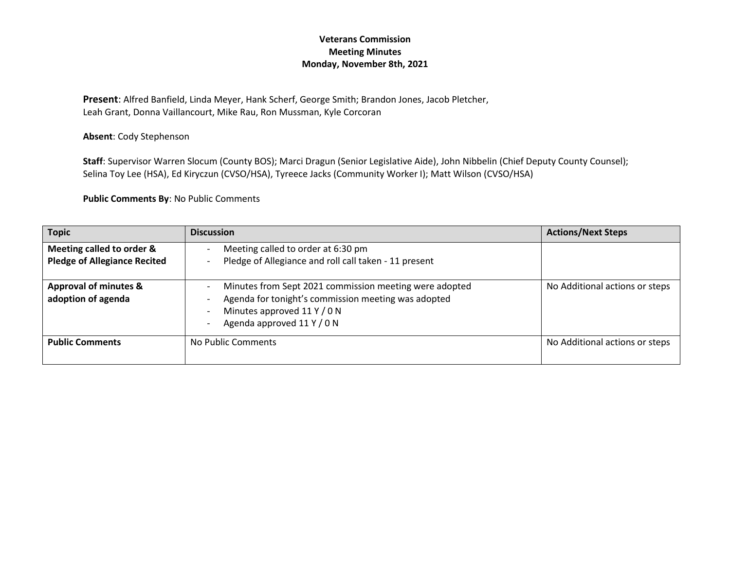**Veterans Commission**
**Meeting Minutes**
**Monday, November 8th, 2021**

**Present**: Alfred Banfield, Linda Meyer, Hank Scherf, George Smith; Brandon Jones, Jacob Pletcher, Leah Grant, Donna Vaillancourt, Mike Rau, Ron Mussman, Kyle Corcoran

**Absent**: Cody Stephenson

**Staff**: Supervisor Warren Slocum (County BOS); Marci Dragun (Senior Legislative Aide), John Nibbelin (Chief Deputy County Counsel); Selina Toy Lee (HSA), Ed Kiryczun (CVSO/HSA), Tyreece Jacks (Community Worker I); Matt Wilson (CVSO/HSA)

**Public Comments By**: No Public Comments

| Topic | Discussion | Actions/Next Steps |
|---|---|---|
| **Meeting called to order & Pledge of Allegiance Recited** | - Meeting called to order at 6:30 pm<br>- Pledge of Allegiance and roll call taken - 11 present | |
| **Approval of minutes & adoption of agenda** | - Minutes from Sept 2021 commission meeting were adopted<br>- Agenda for tonight's commission meeting was adopted<br>- Minutes approved 11 Y / 0 N<br>- Agenda approved 11 Y / 0 N | No Additional actions or steps |
| **Public Comments** | No Public Comments | No Additional actions or steps |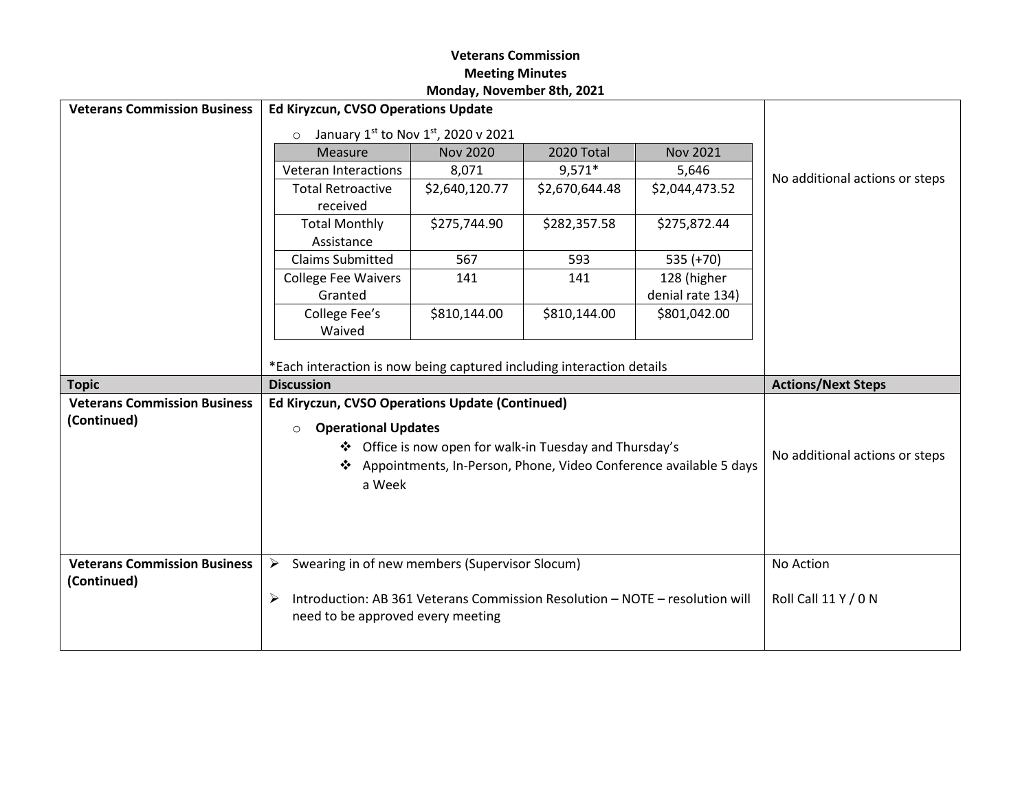# Veterans Commission
## Meeting Minutes
### Monday, November 8th, 2021

| Topic | Discussion | Actions/Next Steps |
|---|---|---|
| **Veterans Commission Business** | **Ed Kiryczun, CVSO Operations Update** (see table below) | No additional actions or steps |

- January 1st to Nov 1st, 2020 v 2021

| Measure | Nov 2020 | 2020 Total | Nov 2021 |
|---|---|---|---|
| Veteran Interactions | 8,071 | 9,571* | 5,646 |
| Total Retroactive received | $2,640,120.77 | $2,670,644.48 | $2,044,473.52 |
| Total Monthly Assistance | $275,744.90 | $282,357.58 | $275,872.44 |
| Claims Submitted | 567 | 593 | 535 (+70) |
| College Fee Waivers Granted | 141 | 141 | 128 (higher denial rate 134) |
| College Fee's Waived | $810,144.00 | $810,144.00 | $801,042.00 |

*Each interaction is now being captured including interaction details

| Topic | Discussion | Actions/Next Steps |
|---|---|---|
| **Veterans Commission Business (Continued)** | **Ed Kiryczun, CVSO Operations Update (Continued)**<br>○ **Operational Updates**<br>❖ Office is now open for walk-in Tuesday and Thursday's<br>❖ Appointments, In-Person, Phone, Video Conference available 5 days a Week | No additional actions or steps |
| **Veterans Commission Business (Continued)** | ➢ Swearing in of new members (Supervisor Slocum)<br>➢ Introduction: AB 361 Veterans Commission Resolution – NOTE – resolution will need to be approved every meeting | No Action<br>Roll Call 11 Y / 0 N |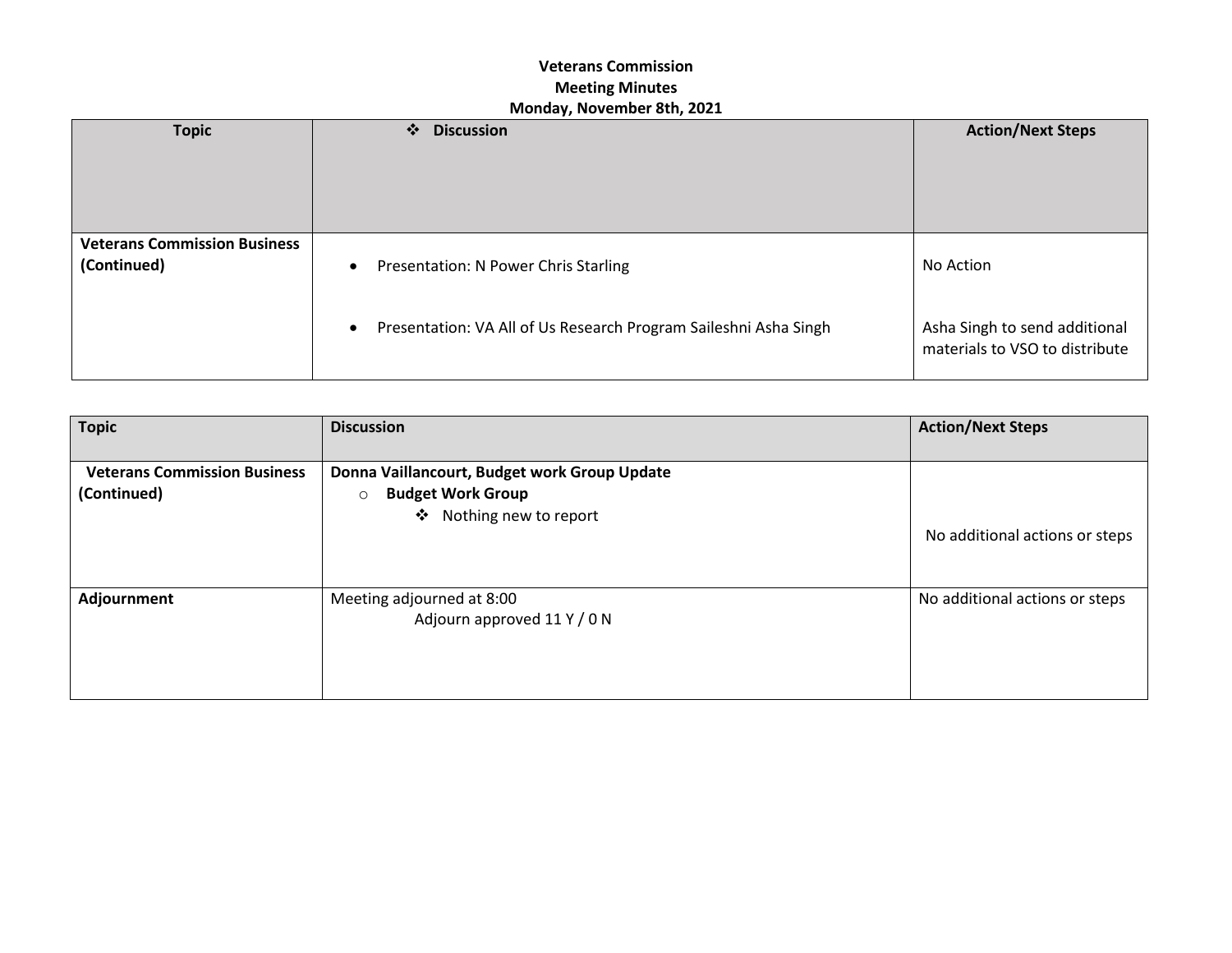**Veterans Commission**
**Meeting Minutes**
**Monday, November 8th, 2021**

| Topic | ❖ Discussion | Action/Next Steps |
|---|---|---|
| **Veterans Commission Business (Continued)** | • Presentation: N Power Chris Starling | No Action |
| | • Presentation: VA All of Us Research Program Saileshni Asha Singh | Asha Singh to send additional materials to VSO to distribute |

| Topic | Discussion | Action/Next Steps |
|---|---|---|
| **Veterans Commission Business (Continued)** | **Donna Vaillancourt, Budget work Group Update**<br>○ **Budget Work Group**<br>❖ Nothing new to report | No additional actions or steps |
| **Adjournment** | Meeting adjourned at 8:00<br>Adjourn approved 11 Y / 0 N | No additional actions or steps |